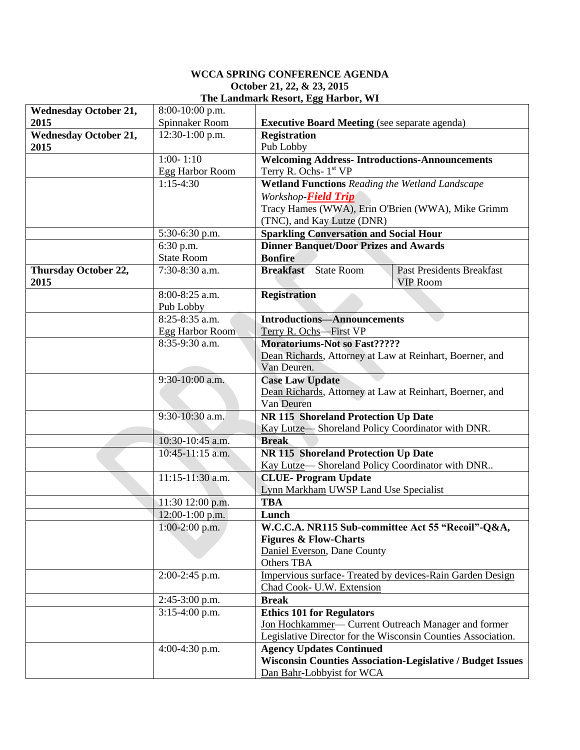**WCCA SPRING CONFERENCE AGENDA**
**October 21, 22, & 23, 2015**
**The Landmark Resort, Egg Harbor, WI**

| | | |
|---|---|---|
| **Wednesday October 21, 2015** | 8:00-10:00 p.m.<br>Spinnaker Room | **Executive Board Meeting** (see separate agenda) |
| **Wednesday October 21, 2015** | 12:30-1:00 p.m. | **Registration**<br>Pub Lobby |
| | 1:00- 1:10<br>Egg Harbor Room | **Welcoming Address- Introductions-Announcements**<br>Terry R. Ochs- 1st VP |
| | 1:15-4:30 | **Wetland Functions** *Reading the Wetland Landscape Workshop-**Field Trip***<br>Tracy Hames (WWA), Erin O'Brien (WWA), Mike Grimm (TNC), and Kay Lutze (DNR) |
| | 5:30-6:30 p.m. | **Sparkling Conversation and Social Hour** |
| | 6:30 p.m.<br>State Room | **Dinner Banquet/Door Prizes and Awards**<br>**Bonfire** |
| **Thursday October 22, 2015** | 7:30-8:30 a.m. | **Breakfast** State Room — Past Presidents Breakfast VIP Room |
| | 8:00-8:25 a.m.<br>Pub Lobby | **Registration** |
| | 8:25-8:35 a.m.<br>Egg Harbor Room | **Introductions—Announcements**<br>Terry R. Ochs—First VP |
| | 8:35-9:30 a.m. | **Moratoriums-Not so Fast?????**<br>Dean Richards, Attorney at Law at Reinhart, Boerner, and Van Deuren. |
| | 9:30-10:00 a.m. | **Case Law Update**<br>Dean Richards, Attorney at Law at Reinhart, Boerner, and Van Deuren |
| | 9:30-10:30 a.m. | **NR 115 Shoreland Protection Up Date**<br>Kay Lutze— Shoreland Policy Coordinator with DNR. |
| | 10:30-10:45 a.m. | **Break** |
| | 10:45-11:15 a.m. | **NR 115 Shoreland Protection Up Date**<br>Kay Lutze— Shoreland Policy Coordinator with DNR.. |
| | 11:15-11:30 a.m. | **CLUE- Program Update**<br>Lynn Markham UWSP Land Use Specialist |
| | 11:30 12:00 p.m. | **TBA** |
| | 12:00-1:00 p.m. | **Lunch** |
| | 1:00-2:00 p.m. | **W.C.C.A. NR115 Sub-committee Act 55 "Recoil"-Q&A, Figures & Flow-Charts**<br>Daniel Everson, Dane County<br>Others TBA |
| | 2:00-2:45 p.m. | Impervious surface- Treated by devices-Rain Garden Design<br>Chad Cook- U.W. Extension |
| | 2:45-3:00 p.m. | **Break** |
| | 3:15-4:00 p.m. | **Ethics 101 for Regulators**<br>Jon Hochkammer— Current Outreach Manager and former Legislative Director for the Wisconsin Counties Association. |
| | 4:00-4:30 p.m. | **Agency Updates Continued**<br>**Wisconsin Counties Association-Legislative / Budget Issues**<br>Dan Bahr-Lobbyist for WCA |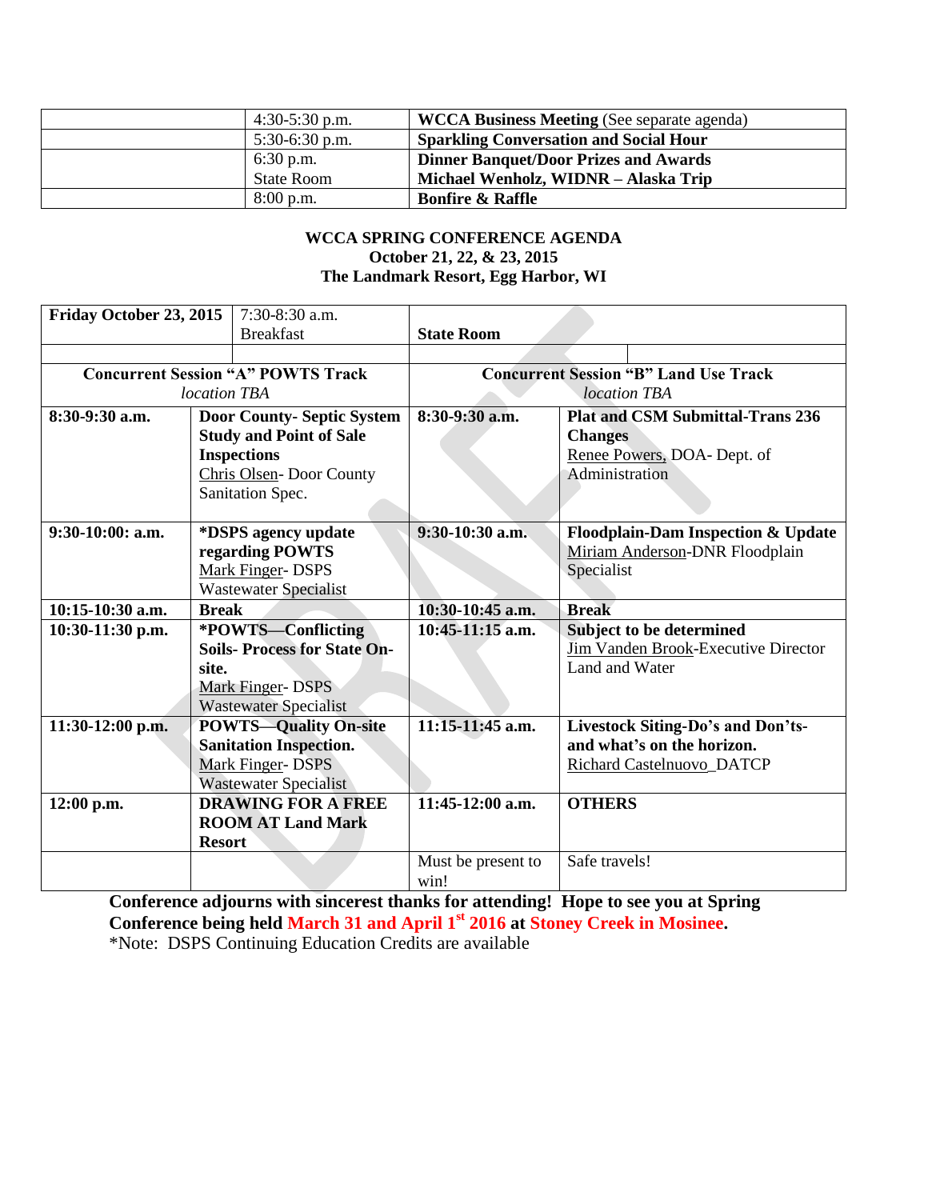| | | |
|---|---|---|
| | 4:30-5:30 p.m. | **WCCA Business Meeting** (See separate agenda) |
| | 5:30-6:30 p.m. | **Sparkling Conversation and Social Hour** |
| | 6:30 p.m.<br>State Room | **Dinner Banquet/Door Prizes and Awards**<br>**Michael Wenholz, WIDNR – Alaska Trip** |
| | 8:00 p.m. | **Bonfire & Raffle** |

**WCCA SPRING CONFERENCE AGENDA**
**October 21, 22, & 23, 2015**
**The Landmark Resort, Egg Harbor, WI**

| | | | |
|---|---|---|---|
| **Friday October 23, 2015** | 7:30-8:30 a.m.<br>Breakfast | **State Room** | |
| | | | |
| **Concurrent Session "A" POWTS Track**<br>*location TBA* | | **Concurrent Session "B" Land Use Track**<br>*location TBA* | |
| **8:30-9:30 a.m.** | **Door County- Septic System Study and Point of Sale Inspections**<br>Chris Olsen- Door County Sanitation Spec. | **8:30-9:30 a.m.** | **Plat and CSM Submittal-Trans 236 Changes**<br>Renee Powers, DOA- Dept. of Administration |
| **9:30-10:00: a.m.** | **\*DSPS agency update regarding POWTS**<br>Mark Finger- DSPS Wastewater Specialist | **9:30-10:30 a.m.** | **Floodplain-Dam Inspection & Update**<br>Miriam Anderson-DNR Floodplain Specialist |
| **10:15-10:30 a.m.** | **Break** | **10:30-10:45 a.m.** | **Break** |
| **10:30-11:30 p.m.** | **\*POWTS—Conflicting Soils- Process for State On-site.**<br>Mark Finger- DSPS Wastewater Specialist | **10:45-11:15 a.m.** | **Subject to be determined**<br>Jim Vanden Brook-Executive Director Land and Water |
| **11:30-12:00 p.m.** | **POWTS—Quality On-site Sanitation Inspection.**<br>Mark Finger- DSPS Wastewater Specialist | **11:15-11:45 a.m.** | **Livestock Siting-Do's and Don'ts- and what's on the horizon.**<br>Richard Castelnuovo_DATCP |
| **12:00 p.m.** | **DRAWING FOR A FREE ROOM AT Land Mark Resort** | **11:45-12:00 a.m.** | **OTHERS** |
| | | Must be present to win! | Safe travels! |

**Conference adjourns with sincerest thanks for attending! Hope to see you at Spring Conference being held March 31 and April 1st 2016 at Stoney Creek in Mosinee.**

\*Note: DSPS Continuing Education Credits are available